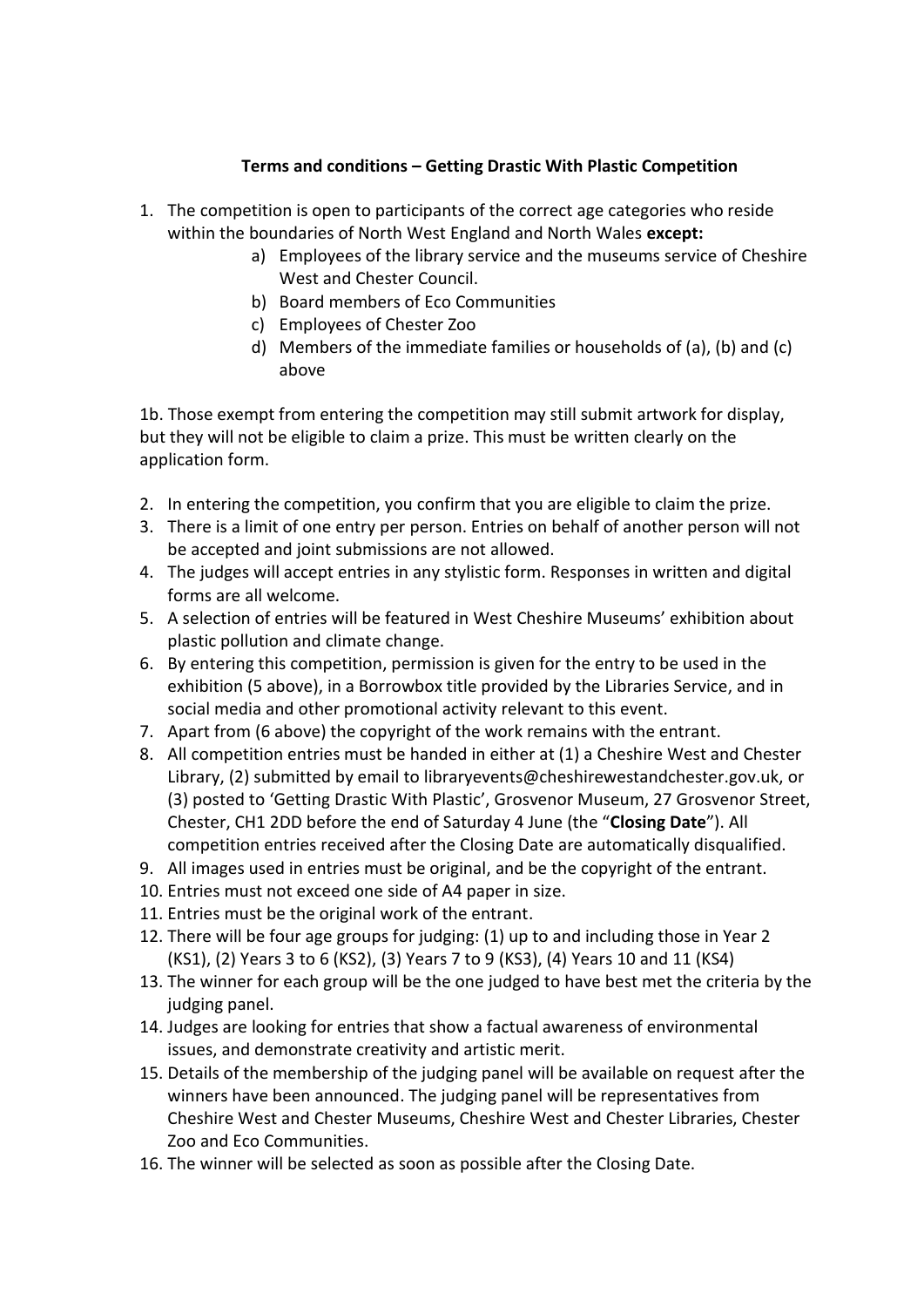**Terms and conditions – Getting Drastic With Plastic Competition**

1. The competition is open to participants of the correct age categories who reside within the boundaries of North West England and North Wales **except:**
   a) Employees of the library service and the museums service of Cheshire West and Chester Council.
   b) Board members of Eco Communities
   c) Employees of Chester Zoo
   d) Members of the immediate families or households of (a), (b) and (c) above

1b. Those exempt from entering the competition may still submit artwork for display, but they will not be eligible to claim a prize. This must be written clearly on the application form.

2. In entering the competition, you confirm that you are eligible to claim the prize.
3. There is a limit of one entry per person. Entries on behalf of another person will not be accepted and joint submissions are not allowed.
4. The judges will accept entries in any stylistic form. Responses in written and digital forms are all welcome.
5. A selection of entries will be featured in West Cheshire Museums' exhibition about plastic pollution and climate change.
6. By entering this competition, permission is given for the entry to be used in the exhibition (5 above), in a Borrowbox title provided by the Libraries Service, and in social media and other promotional activity relevant to this event.
7. Apart from (6 above) the copyright of the work remains with the entrant.
8. All competition entries must be handed in either at (1) a Cheshire West and Chester Library, (2) submitted by email to libraryevents@cheshirewestandchester.gov.uk, or (3) posted to 'Getting Drastic With Plastic', Grosvenor Museum, 27 Grosvenor Street, Chester, CH1 2DD before the end of Saturday 4 June (the "**Closing Date**"). All competition entries received after the Closing Date are automatically disqualified.
9. All images used in entries must be original, and be the copyright of the entrant.
10. Entries must not exceed one side of A4 paper in size.
11. Entries must be the original work of the entrant.
12. There will be four age groups for judging: (1) up to and including those in Year 2 (KS1), (2) Years 3 to 6 (KS2), (3) Years 7 to 9 (KS3), (4) Years 10 and 11 (KS4)
13. The winner for each group will be the one judged to have best met the criteria by the judging panel.
14. Judges are looking for entries that show a factual awareness of environmental issues, and demonstrate creativity and artistic merit.
15. Details of the membership of the judging panel will be available on request after the winners have been announced. The judging panel will be representatives from Cheshire West and Chester Museums, Cheshire West and Chester Libraries, Chester Zoo and Eco Communities.
16. The winner will be selected as soon as possible after the Closing Date.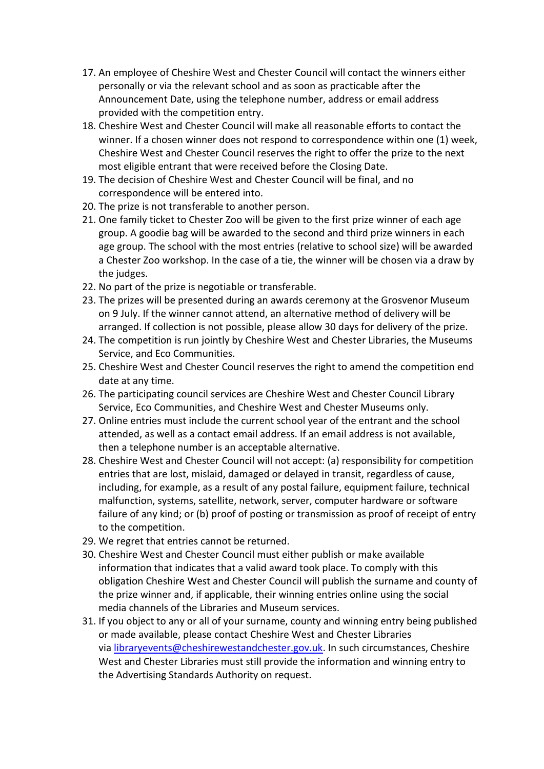17. An employee of Cheshire West and Chester Council will contact the winners either personally or via the relevant school and as soon as practicable after the Announcement Date, using the telephone number, address or email address provided with the competition entry.
18. Cheshire West and Chester Council will make all reasonable efforts to contact the winner. If a chosen winner does not respond to correspondence within one (1) week, Cheshire West and Chester Council reserves the right to offer the prize to the next most eligible entrant that were received before the Closing Date.
19. The decision of Cheshire West and Chester Council will be final, and no correspondence will be entered into.
20. The prize is not transferable to another person.
21. One family ticket to Chester Zoo will be given to the first prize winner of each age group. A goodie bag will be awarded to the second and third prize winners in each age group. The school with the most entries (relative to school size) will be awarded a Chester Zoo workshop. In the case of a tie, the winner will be chosen via a draw by the judges.
22. No part of the prize is negotiable or transferable.
23. The prizes will be presented during an awards ceremony at the Grosvenor Museum on 9 July. If the winner cannot attend, an alternative method of delivery will be arranged. If collection is not possible, please allow 30 days for delivery of the prize.
24. The competition is run jointly by Cheshire West and Chester Libraries, the Museums Service, and Eco Communities.
25. Cheshire West and Chester Council reserves the right to amend the competition end date at any time.
26. The participating council services are Cheshire West and Chester Council Library Service, Eco Communities, and Cheshire West and Chester Museums only.
27. Online entries must include the current school year of the entrant and the school attended, as well as a contact email address. If an email address is not available, then a telephone number is an acceptable alternative.
28. Cheshire West and Chester Council will not accept: (a) responsibility for competition entries that are lost, mislaid, damaged or delayed in transit, regardless of cause, including, for example, as a result of any postal failure, equipment failure, technical malfunction, systems, satellite, network, server, computer hardware or software failure of any kind; or (b) proof of posting or transmission as proof of receipt of entry to the competition.
29. We regret that entries cannot be returned.
30. Cheshire West and Chester Council must either publish or make available information that indicates that a valid award took place. To comply with this obligation Cheshire West and Chester Council will publish the surname and county of the prize winner and, if applicable, their winning entries online using the social media channels of the Libraries and Museum services.
31. If you object to any or all of your surname, county and winning entry being published or made available, please contact Cheshire West and Chester Libraries via [libraryevents@cheshirewestandchester.gov.uk](mailto:libraryevents@cheshirewestandchester.gov.uk). In such circumstances, Cheshire West and Chester Libraries must still provide the information and winning entry to the Advertising Standards Authority on request.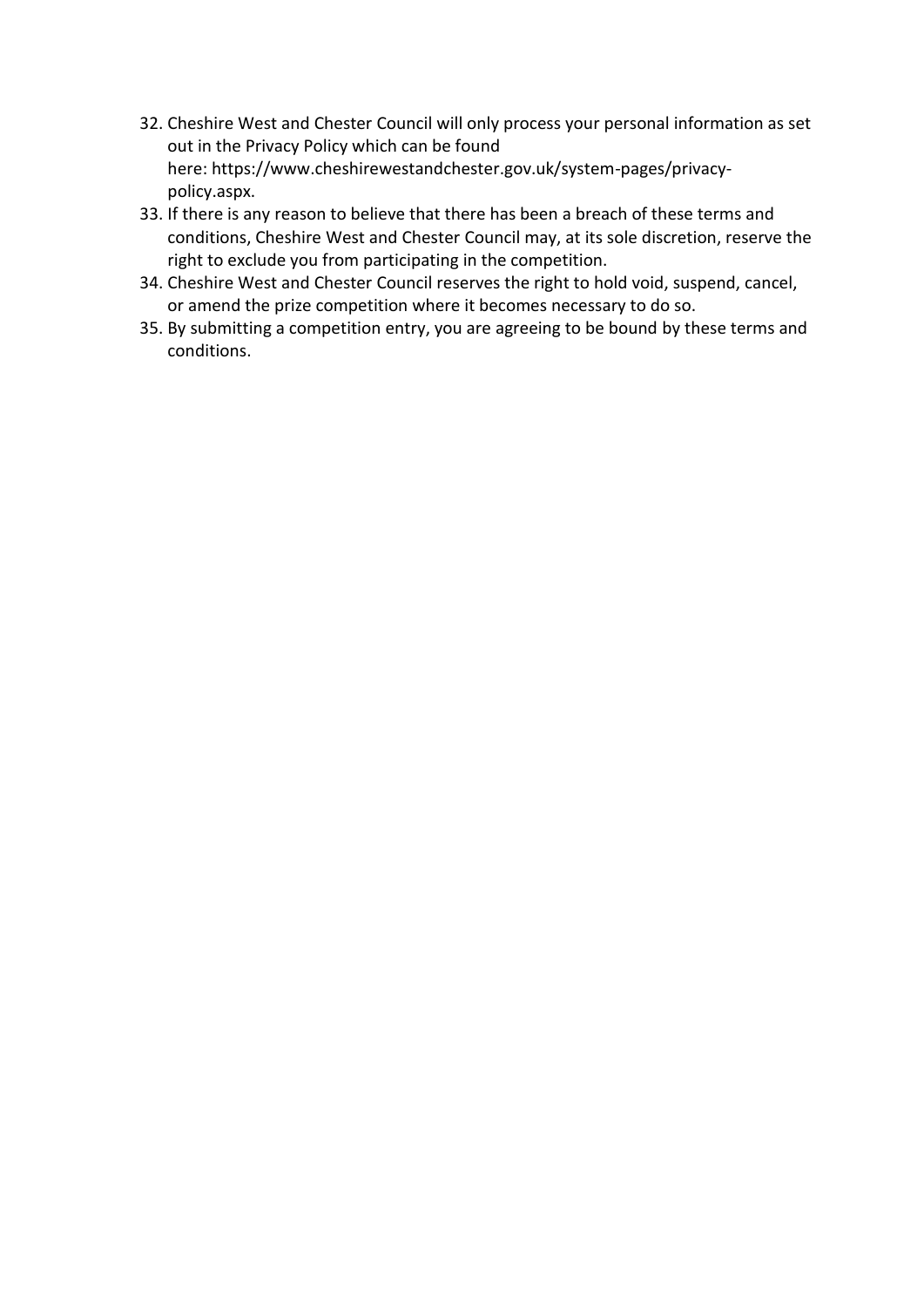32. Cheshire West and Chester Council will only process your personal information as set out in the Privacy Policy which can be found here: https://www.cheshirewestandchester.gov.uk/system-pages/privacy-policy.aspx.
33. If there is any reason to believe that there has been a breach of these terms and conditions, Cheshire West and Chester Council may, at its sole discretion, reserve the right to exclude you from participating in the competition.
34. Cheshire West and Chester Council reserves the right to hold void, suspend, cancel, or amend the prize competition where it becomes necessary to do so.
35. By submitting a competition entry, you are agreeing to be bound by these terms and conditions.